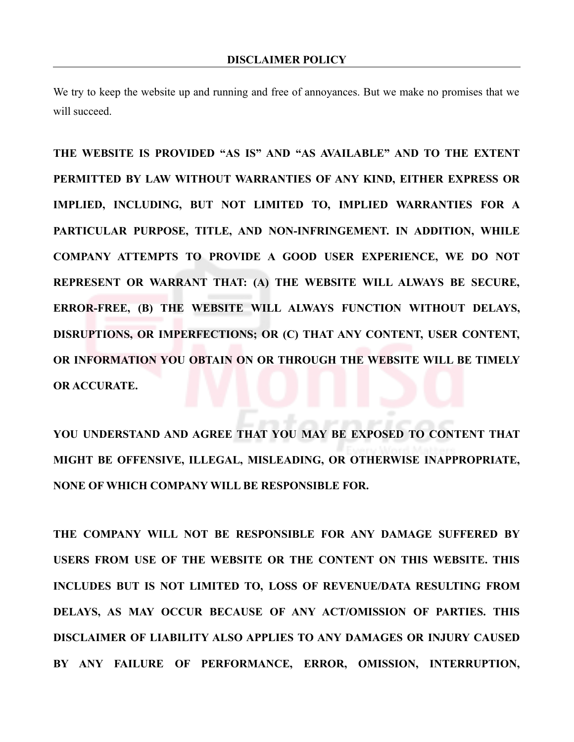# DISCLAIMER POLICY

We try to keep the website up and running and free of annoyances. But we make no promises that we will succeed.

**THE WEBSITE IS PROVIDED "AS IS" AND "AS AVAILABLE" AND TO THE EXTENT PERMITTED BY LAW WITHOUT WARRANTIES OF ANY KIND, EITHER EXPRESS OR IMPLIED, INCLUDING, BUT NOT LIMITED TO, IMPLIED WARRANTIES FOR A PARTICULAR PURPOSE, TITLE, AND NON-INFRINGEMENT. IN ADDITION, WHILE COMPANY ATTEMPTS TO PROVIDE A GOOD USER EXPERIENCE, WE DO NOT REPRESENT OR WARRANT THAT: (A) THE WEBSITE WILL ALWAYS BE SECURE, ERROR-FREE, (B) THE WEBSITE WILL ALWAYS FUNCTION WITHOUT DELAYS, DISRUPTIONS, OR IMPERFECTIONS; OR (C) THAT ANY CONTENT, USER CONTENT, OR INFORMATION YOU OBTAIN ON OR THROUGH THE WEBSITE WILL BE TIMELY OR ACCURATE.**

**YOU UNDERSTAND AND AGREE THAT YOU MAY BE EXPOSED TO CONTENT THAT MIGHT BE OFFENSIVE, ILLEGAL, MISLEADING, OR OTHERWISE INAPPROPRIATE, NONE OF WHICH COMPANY WILL BE RESPONSIBLE FOR.**

**THE COMPANY WILL NOT BE RESPONSIBLE FOR ANY DAMAGE SUFFERED BY USERS FROM USE OF THE WEBSITE OR THE CONTENT ON THIS WEBSITE. THIS INCLUDES BUT IS NOT LIMITED TO, LOSS OF REVENUE/DATA RESULTING FROM DELAYS, AS MAY OCCUR BECAUSE OF ANY ACT/OMISSION OF PARTIES. THIS DISCLAIMER OF LIABILITY ALSO APPLIES TO ANY DAMAGES OR INJURY CAUSED BY ANY FAILURE OF PERFORMANCE, ERROR, OMISSION, INTERRUPTION,**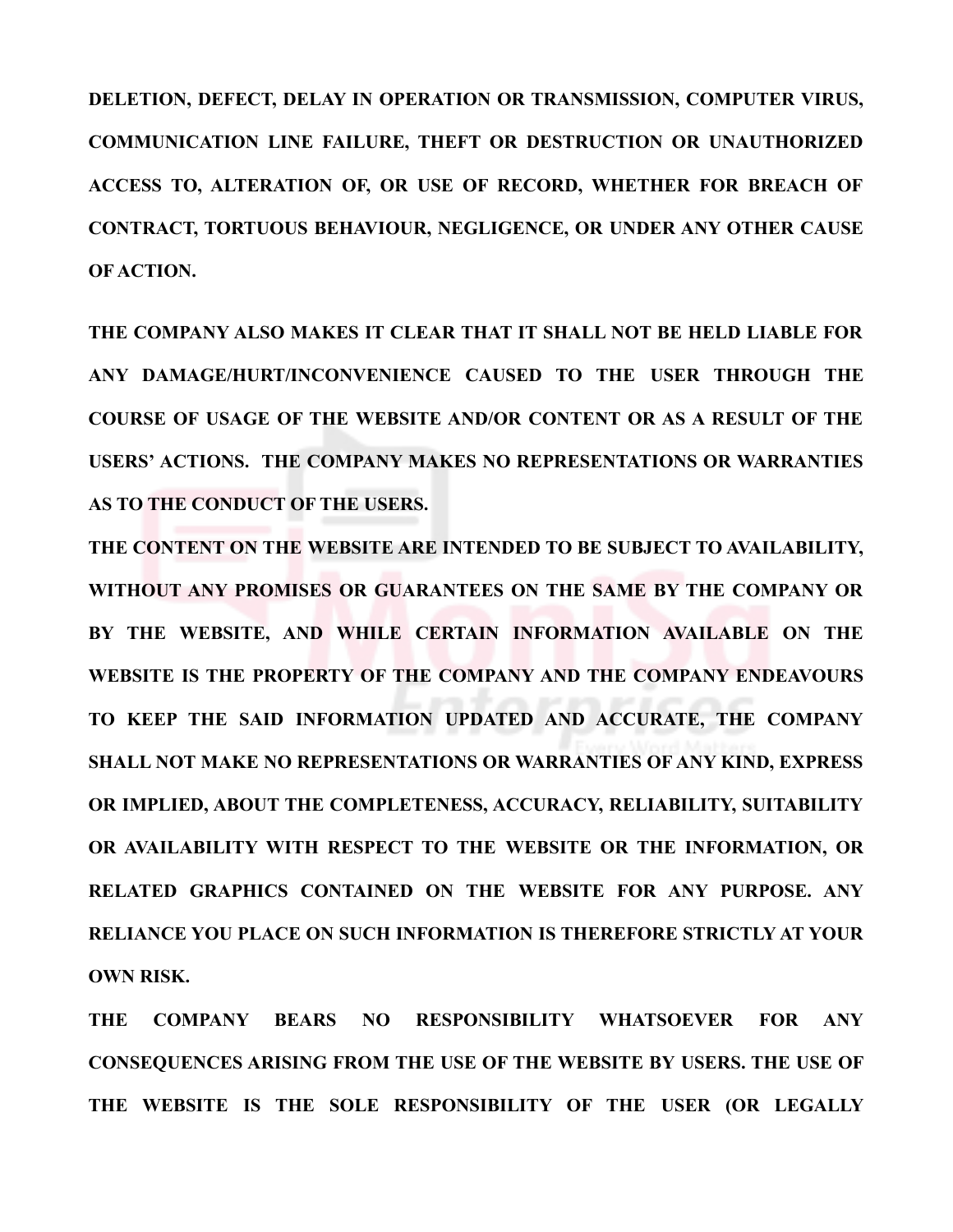**DELETION, DEFECT, DELAY IN OPERATION OR TRANSMISSION, COMPUTER VIRUS, COMMUNICATION LINE FAILURE, THEFT OR DESTRUCTION OR UNAUTHORIZED ACCESS TO, ALTERATION OF, OR USE OF RECORD, WHETHER FOR BREACH OF CONTRACT, TORTUOUS BEHAVIOUR, NEGLIGENCE, OR UNDER ANY OTHER CAUSE OF ACTION.**

**THE COMPANY ALSO MAKES IT CLEAR THAT IT SHALL NOT BE HELD LIABLE FOR ANY DAMAGE/HURT/INCONVENIENCE CAUSED TO THE USER THROUGH THE COURSE OF USAGE OF THE WEBSITE AND/OR CONTENT OR AS A RESULT OF THE USERS' ACTIONS. THE COMPANY MAKES NO REPRESENTATIONS OR WARRANTIES AS TO THE CONDUCT OF THE USERS.**

**THE CONTENT ON THE WEBSITE ARE INTENDED TO BE SUBJECT TO AVAILABILITY, WITHOUT ANY PROMISES OR GUARANTEES ON THE SAME BY THE COMPANY OR BY THE WEBSITE, AND WHILE CERTAIN INFORMATION AVAILABLE ON THE WEBSITE IS THE PROPERTY OF THE COMPANY AND THE COMPANY ENDEAVOURS TO KEEP THE SAID INFORMATION UPDATED AND ACCURATE, THE COMPANY SHALL NOT MAKE NO REPRESENTATIONS OR WARRANTIES OF ANY KIND, EXPRESS OR IMPLIED, ABOUT THE COMPLETENESS, ACCURACY, RELIABILITY, SUITABILITY OR AVAILABILITY WITH RESPECT TO THE WEBSITE OR THE INFORMATION, OR RELATED GRAPHICS CONTAINED ON THE WEBSITE FOR ANY PURPOSE. ANY RELIANCE YOU PLACE ON SUCH INFORMATION IS THEREFORE STRICTLY AT YOUR OWN RISK.**

**THE COMPANY BEARS NO RESPONSIBILITY WHATSOEVER FOR ANY CONSEQUENCES ARISING FROM THE USE OF THE WEBSITE BY USERS. THE USE OF THE WEBSITE IS THE SOLE RESPONSIBILITY OF THE USER (OR LEGALLY**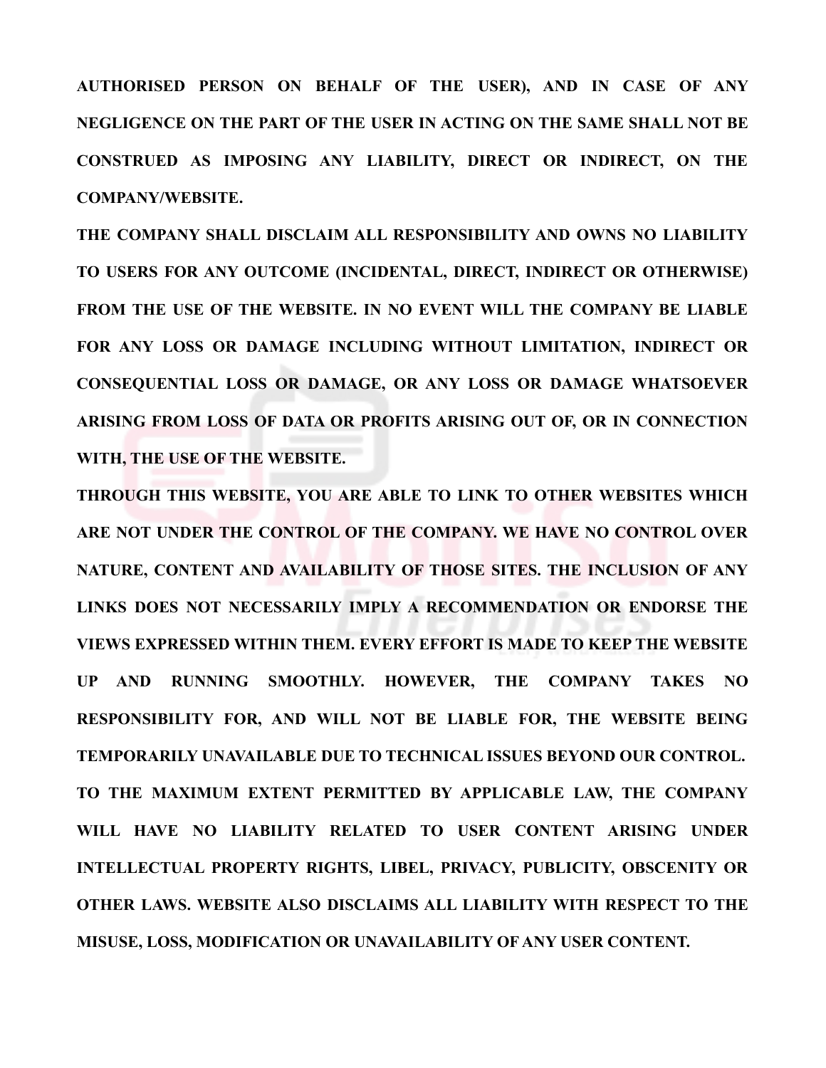**AUTHORISED PERSON ON BEHALF OF THE USER), AND IN CASE OF ANY NEGLIGENCE ON THE PART OF THE USER IN ACTING ON THE SAME SHALL NOT BE CONSTRUED AS IMPOSING ANY LIABILITY, DIRECT OR INDIRECT, ON THE COMPANY/WEBSITE.**

**THE COMPANY SHALL DISCLAIM ALL RESPONSIBILITY AND OWNS NO LIABILITY TO USERS FOR ANY OUTCOME (INCIDENTAL, DIRECT, INDIRECT OR OTHERWISE) FROM THE USE OF THE WEBSITE. IN NO EVENT WILL THE COMPANY BE LIABLE FOR ANY LOSS OR DAMAGE INCLUDING WITHOUT LIMITATION, INDIRECT OR CONSEQUENTIAL LOSS OR DAMAGE, OR ANY LOSS OR DAMAGE WHATSOEVER ARISING FROM LOSS OF DATA OR PROFITS ARISING OUT OF, OR IN CONNECTION WITH, THE USE OF THE WEBSITE.**

**THROUGH THIS WEBSITE, YOU ARE ABLE TO LINK TO OTHER WEBSITES WHICH ARE NOT UNDER THE CONTROL OF THE COMPANY. WE HAVE NO CONTROL OVER NATURE, CONTENT AND AVAILABILITY OF THOSE SITES. THE INCLUSION OF ANY LINKS DOES NOT NECESSARILY IMPLY A RECOMMENDATION OR ENDORSE THE VIEWS EXPRESSED WITHIN THEM. EVERY EFFORT IS MADE TO KEEP THE WEBSITE UP AND RUNNING SMOOTHLY. HOWEVER, THE COMPANY TAKES NO RESPONSIBILITY FOR, AND WILL NOT BE LIABLE FOR, THE WEBSITE BEING TEMPORARILY UNAVAILABLE DUE TO TECHNICAL ISSUES BEYOND OUR CONTROL.**

**TO THE MAXIMUM EXTENT PERMITTED BY APPLICABLE LAW, THE COMPANY WILL HAVE NO LIABILITY RELATED TO USER CONTENT ARISING UNDER INTELLECTUAL PROPERTY RIGHTS, LIBEL, PRIVACY, PUBLICITY, OBSCENITY OR OTHER LAWS. WEBSITE ALSO DISCLAIMS ALL LIABILITY WITH RESPECT TO THE MISUSE, LOSS, MODIFICATION OR UNAVAILABILITY OF ANY USER CONTENT.**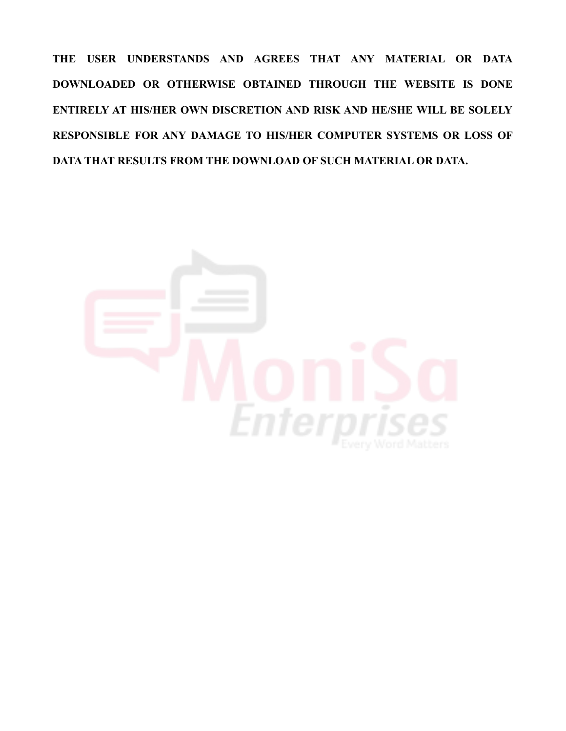**THE USER UNDERSTANDS AND AGREES THAT ANY MATERIAL OR DATA DOWNLOADED OR OTHERWISE OBTAINED THROUGH THE WEBSITE IS DONE ENTIRELY AT HIS/HER OWN DISCRETION AND RISK AND HE/SHE WILL BE SOLELY RESPONSIBLE FOR ANY DAMAGE TO HIS/HER COMPUTER SYSTEMS OR LOSS OF DATA THAT RESULTS FROM THE DOWNLOAD OF SUCH MATERIAL OR DATA.**